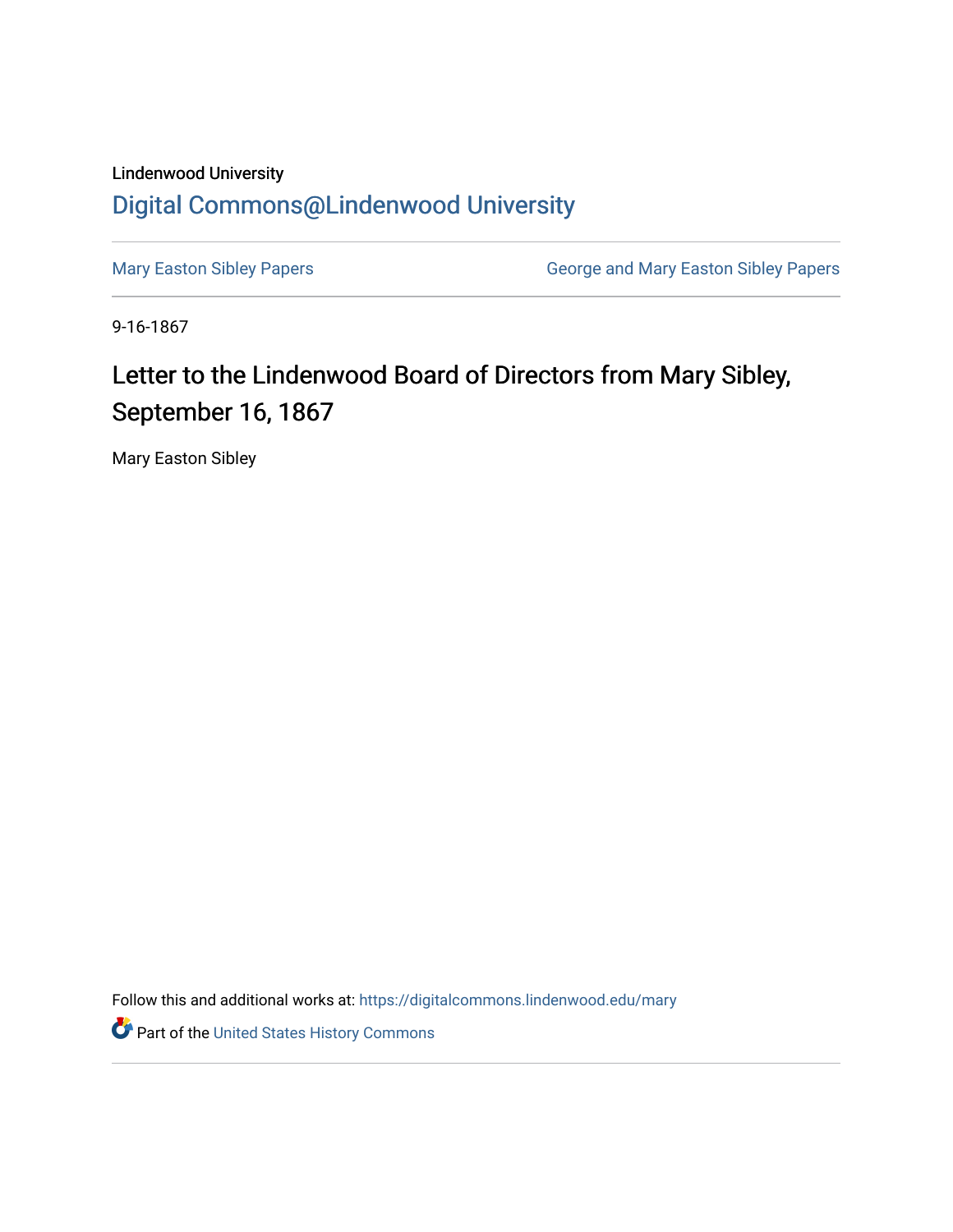Lindenwood University

# Digital Commons@Lindenwood University

Mary Easton Sibley Papers

George and Mary Easton Sibley Papers

9-16-1867

## Letter to the Lindenwood Board of Directors from Mary Sibley, September 16, 1867

Mary Easton Sibley

Follow this and additional works at: https://digitalcommons.lindenwood.edu/mary

Part of the United States History Commons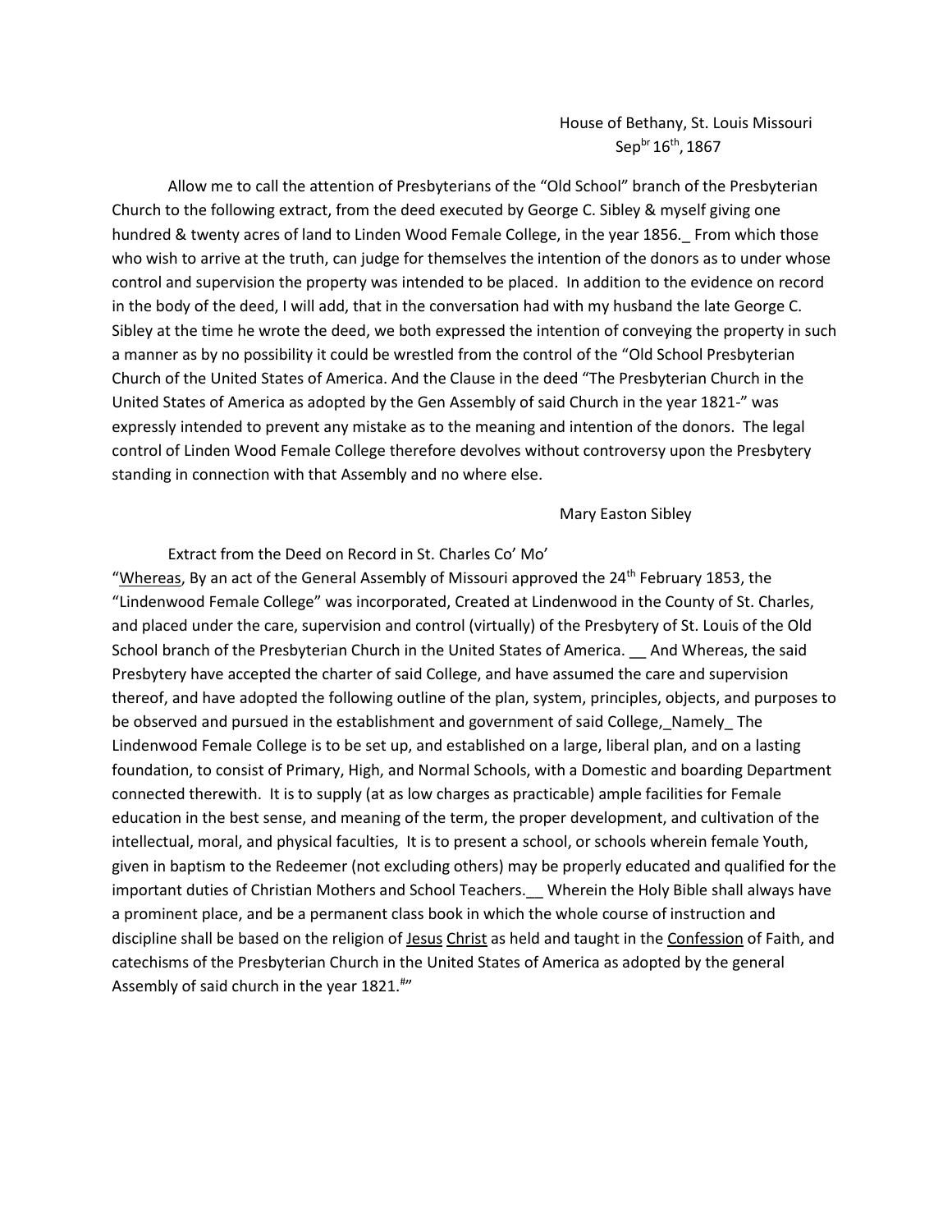House of Bethany, St. Louis Missouri
Sep[br] 16[th], 1867

Allow me to call the attention of Presbyterians of the "Old School" branch of the Presbyterian Church to the following extract, from the deed executed by George C. Sibley & myself giving one hundred & twenty acres of land to Linden Wood Female College, in the year 1856._ From which those who wish to arrive at the truth, can judge for themselves the intention of the donors as to under whose control and supervision the property was intended to be placed. In addition to the evidence on record in the body of the deed, I will add, that in the conversation had with my husband the late George C. Sibley at the time he wrote the deed, we both expressed the intention of conveying the property in such a manner as by no possibility it could be wrestled from the control of the "Old School Presbyterian Church of the United States of America. And the Clause in the deed "The Presbyterian Church in the United States of America as adopted by the Gen Assembly of said Church in the year 1821-" was expressly intended to prevent any mistake as to the meaning and intention of the donors. The legal control of Linden Wood Female College therefore devolves without controversy upon the Presbytery standing in connection with that Assembly and no where else.

Mary Easton Sibley

Extract from the Deed on Record in St. Charles Co' Mo'

"Whereas, By an act of the General Assembly of Missouri approved the 24[th] February 1853, the "Lindenwood Female College" was incorporated, Created at Lindenwood in the County of St. Charles, and placed under the care, supervision and control (virtually) of the Presbytery of St. Louis of the Old School branch of the Presbyterian Church in the United States of America. __ And Whereas, the said Presbytery have accepted the charter of said College, and have assumed the care and supervision thereof, and have adopted the following outline of the plan, system, principles, objects, and purposes to be observed and pursued in the establishment and government of said College,_Namely_ The Lindenwood Female College is to be set up, and established on a large, liberal plan, and on a lasting foundation, to consist of Primary, High, and Normal Schools, with a Domestic and boarding Department connected therewith. It is to supply (at as low charges as practicable) ample facilities for Female education in the best sense, and meaning of the term, the proper development, and cultivation of the intellectual, moral, and physical faculties, It is to present a school, or schools wherein female Youth, given in baptism to the Redeemer (not excluding others) may be properly educated and qualified for the important duties of Christian Mothers and School Teachers.__ Wherein the Holy Bible shall always have a prominent place, and be a permanent class book in which the whole course of instruction and discipline shall be based on the religion of Jesus Christ as held and taught in the Confession of Faith, and catechisms of the Presbyterian Church in the United States of America as adopted by the general Assembly of said church in the year 1821.[#]"